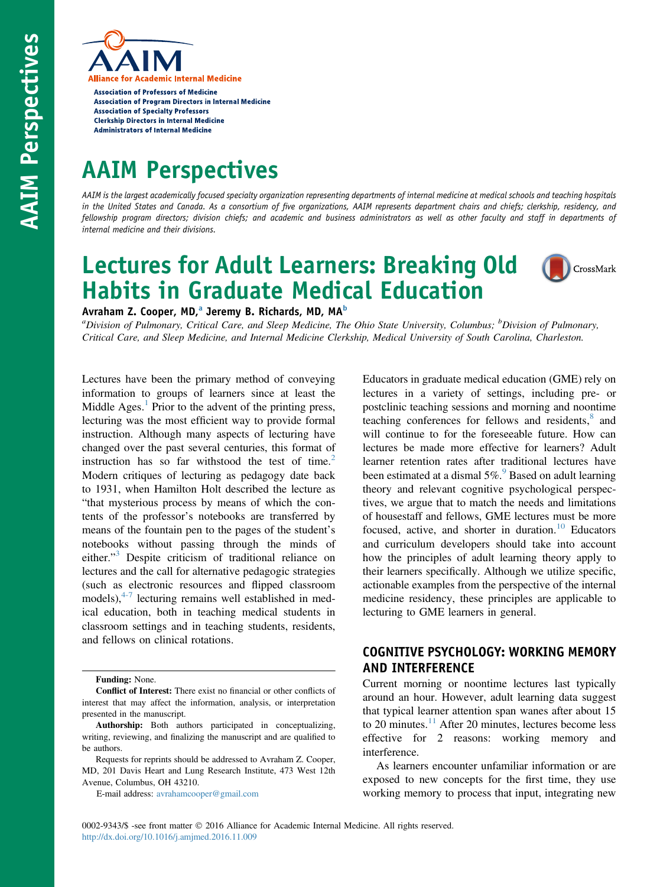# AAIM

**Alliance for Academic Internal Medicine**

**Association of Professors of Medicine**
**Association of Program Directors in Internal Medicine**
**Association of Specialty Professors**
**Clerkship Directors in Internal Medicine**
**Administrators of Internal Medicine**

# AAIM Perspectives

*AAIM is the largest academically focused specialty organization representing departments of internal medicine at medical schools and teaching hospitals in the United States and Canada. As a consortium of five organizations, AAIM represents department chairs and chiefs; clerkship, residency, and fellowship program directors; division chiefs; and academic and business administrators as well as other faculty and staff in departments of internal medicine and their divisions.*

# Lectures for Adult Learners: Breaking Old Habits in Graduate Medical Education

**Avraham Z. Cooper, MD,[a] Jeremy B. Richards, MD, MA[b]**

*[a]Division of Pulmonary, Critical Care, and Sleep Medicine, The Ohio State University, Columbus; [b]Division of Pulmonary, Critical Care, and Sleep Medicine, and Internal Medicine Clerkship, Medical University of South Carolina, Charleston.*

Lectures have been the primary method of conveying information to groups of learners since at least the Middle Ages.[1] Prior to the advent of the printing press, lecturing was the most efficient way to provide formal instruction. Although many aspects of lecturing have changed over the past several centuries, this format of instruction has so far withstood the test of time.[2] Modern critiques of lecturing as pedagogy date back to 1931, when Hamilton Holt described the lecture as "that mysterious process by means of which the contents of the professor's notebooks are transferred by means of the fountain pen to the pages of the student's notebooks without passing through the minds of either."[3] Despite criticism of traditional reliance on lectures and the call for alternative pedagogic strategies (such as electronic resources and flipped classroom models),[4-7] lecturing remains well established in medical education, both in teaching medical students in classroom settings and in teaching students, residents, and fellows on clinical rotations.

Educators in graduate medical education (GME) rely on lectures in a variety of settings, including pre- or postclinic teaching sessions and morning and noontime teaching conferences for fellows and residents,[8] and will continue to for the foreseeable future. How can lectures be made more effective for learners? Adult learner retention rates after traditional lectures have been estimated at a dismal 5%.[9] Based on adult learning theory and relevant cognitive psychological perspectives, we argue that to match the needs and limitations of housestaff and fellows, GME lectures must be more focused, active, and shorter in duration.[10] Educators and curriculum developers should take into account how the principles of adult learning theory apply to their learners specifically. Although we utilize specific, actionable examples from the perspective of the internal medicine residency, these principles are applicable to lecturing to GME learners in general.

## COGNITIVE PSYCHOLOGY: WORKING MEMORY AND INTERFERENCE

Current morning or noontime lectures last typically around an hour. However, adult learning data suggest that typical learner attention span wanes after about 15 to 20 minutes.[11] After 20 minutes, lectures become less effective for 2 reasons: working memory and interference.

As learners encounter unfamiliar information or are exposed to new concepts for the first time, they use working memory to process that input, integrating new

**Funding:** None.

**Conflict of Interest:** There exist no financial or other conflicts of interest that may affect the information, analysis, or interpretation presented in the manuscript.

**Authorship:** Both authors participated in conceptualizing, writing, reviewing, and finalizing the manuscript and are qualified to be authors.

Requests for reprints should be addressed to Avraham Z. Cooper, MD, 201 Davis Heart and Lung Research Institute, 473 West 12th Avenue, Columbus, OH 43210.

E-mail address: avrahamcooper@gmail.com

0002-9343/$ -see front matter © 2016 Alliance for Academic Internal Medicine. All rights reserved.
http://dx.doi.org/10.1016/j.amjmed.2016.11.009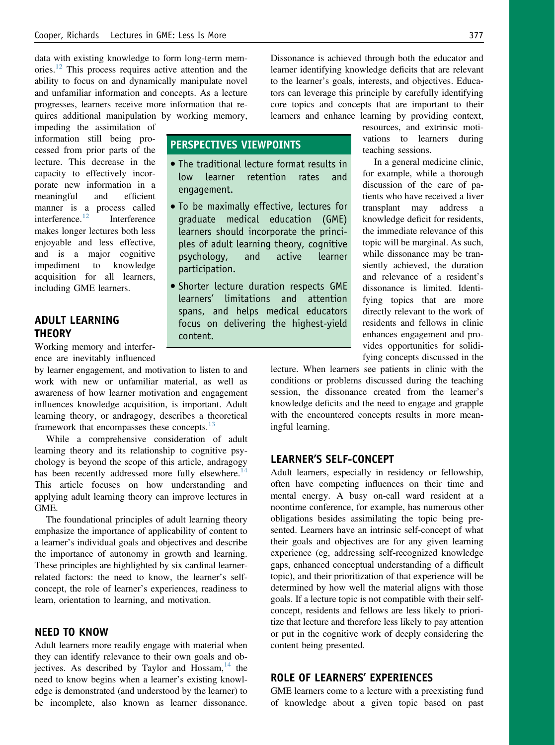data with existing knowledge to form long-term memories.[12] This process requires active attention and the ability to focus on and dynamically manipulate novel and unfamiliar information and concepts. As a lecture progresses, learners receive more information that requires additional manipulation by working memory, impeding the assimilation of information still being processed from prior parts of the lecture. This decrease in the capacity to effectively incorporate new information in a meaningful and efficient manner is a process called interference.[12] Interference makes longer lectures both less enjoyable and less effective, and is a major cognitive impediment to knowledge acquisition for all learners, including GME learners.

> **PERSPECTIVES VIEWPOINTS**
>
> - The traditional lecture format results in low learner retention rates and engagement.
> - To be maximally effective, lectures for graduate medical education (GME) learners should incorporate the principles of adult learning theory, cognitive psychology, and active learner participation.
> - Shorter lecture duration respects GME learners' limitations and attention spans, and helps medical educators focus on delivering the highest-yield content.

## ADULT LEARNING THEORY

Working memory and interference are inevitably influenced by learner engagement, and motivation to listen to and work with new or unfamiliar material, as well as awareness of how learner motivation and engagement influences knowledge acquisition, is important. Adult learning theory, or andragogy, describes a theoretical framework that encompasses these concepts.[13]

While a comprehensive consideration of adult learning theory and its relationship to cognitive psychology is beyond the scope of this article, andragogy has been recently addressed more fully elsewhere.[14] This article focuses on how understanding and applying adult learning theory can improve lectures in GME.

The foundational principles of adult learning theory emphasize the importance of applicability of content to a learner's individual goals and objectives and describe the importance of autonomy in growth and learning. These principles are highlighted by six cardinal learner-related factors: the need to know, the learner's self-concept, the role of learner's experiences, readiness to learn, orientation to learning, and motivation.

## NEED TO KNOW

Adult learners more readily engage with material when they can identify relevance to their own goals and objectives. As described by Taylor and Hossam,[14] the need to know begins when a learner's existing knowledge is demonstrated (and understood by the learner) to be incomplete, also known as learner dissonance. Dissonance is achieved through both the educator and learner identifying knowledge deficits that are relevant to the learner's goals, interests, and objectives. Educators can leverage this principle by carefully identifying core topics and concepts that are important to their learners and enhance learning by providing context, resources, and extrinsic motivations to learners during teaching sessions.

In a general medicine clinic, for example, while a thorough discussion of the care of patients who have received a liver transplant may address a knowledge deficit for residents, the immediate relevance of this topic will be marginal. As such, while dissonance may be transiently achieved, the duration and relevance of a resident's dissonance is limited. Identifying topics that are more directly relevant to the work of residents and fellows in clinic enhances engagement and provides opportunities for solidifying concepts discussed in the lecture. When learners see patients in clinic with the conditions or problems discussed during the teaching session, the dissonance created from the learner's knowledge deficits and the need to engage and grapple with the encountered concepts results in more meaningful learning.

## LEARNER'S SELF-CONCEPT

Adult learners, especially in residency or fellowship, often have competing influences on their time and mental energy. A busy on-call ward resident at a noontime conference, for example, has numerous other obligations besides assimilating the topic being presented. Learners have an intrinsic self-concept of what their goals and objectives are for any given learning experience (eg, addressing self-recognized knowledge gaps, enhanced conceptual understanding of a difficult topic), and their prioritization of that experience will be determined by how well the material aligns with those goals. If a lecture topic is not compatible with their self-concept, residents and fellows are less likely to prioritize that lecture and therefore less likely to pay attention or put in the cognitive work of deeply considering the content being presented.

## ROLE OF LEARNERS' EXPERIENCES

GME learners come to a lecture with a preexisting fund of knowledge about a given topic based on past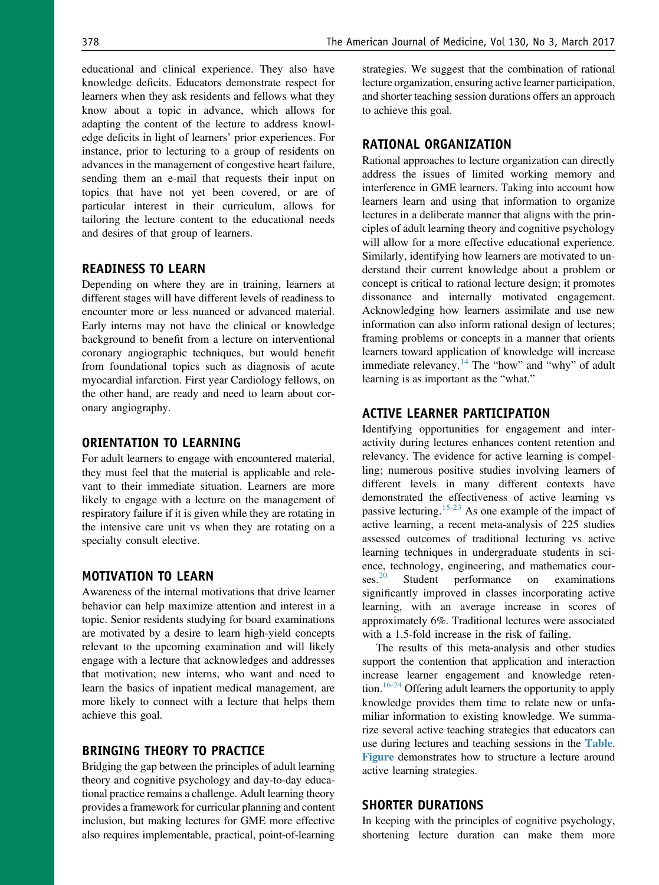educational and clinical experience. They also have knowledge deficits. Educators demonstrate respect for learners when they ask residents and fellows what they know about a topic in advance, which allows for adapting the content of the lecture to address knowledge deficits in light of learners' prior experiences. For instance, prior to lecturing to a group of residents on advances in the management of congestive heart failure, sending them an e-mail that requests their input on topics that have not yet been covered, or are of particular interest in their curriculum, allows for tailoring the lecture content to the educational needs and desires of that group of learners.

## READINESS TO LEARN

Depending on where they are in training, learners at different stages will have different levels of readiness to encounter more or less nuanced or advanced material. Early interns may not have the clinical or knowledge background to benefit from a lecture on interventional coronary angiographic techniques, but would benefit from foundational topics such as diagnosis of acute myocardial infarction. First year Cardiology fellows, on the other hand, are ready and need to learn about coronary angiography.

## ORIENTATION TO LEARNING

For adult learners to engage with encountered material, they must feel that the material is applicable and relevant to their immediate situation. Learners are more likely to engage with a lecture on the management of respiratory failure if it is given while they are rotating in the intensive care unit vs when they are rotating on a specialty consult elective.

## MOTIVATION TO LEARN

Awareness of the internal motivations that drive learner behavior can help maximize attention and interest in a topic. Senior residents studying for board examinations are motivated by a desire to learn high-yield concepts relevant to the upcoming examination and will likely engage with a lecture that acknowledges and addresses that motivation; new interns, who want and need to learn the basics of inpatient medical management, are more likely to connect with a lecture that helps them achieve this goal.

## BRINGING THEORY TO PRACTICE

Bridging the gap between the principles of adult learning theory and cognitive psychology and day-to-day educational practice remains a challenge. Adult learning theory provides a framework for curricular planning and content inclusion, but making lectures for GME more effective also requires implementable, practical, point-of-learning strategies. We suggest that the combination of rational lecture organization, ensuring active learner participation, and shorter teaching session durations offers an approach to achieve this goal.

## RATIONAL ORGANIZATION

Rational approaches to lecture organization can directly address the issues of limited working memory and interference in GME learners. Taking into account how learners learn and using that information to organize lectures in a deliberate manner that aligns with the principles of adult learning theory and cognitive psychology will allow for a more effective educational experience. Similarly, identifying how learners are motivated to understand their current knowledge about a problem or concept is critical to rational lecture design; it promotes dissonance and internally motivated engagement. Acknowledging how learners assimilate and use new information can also inform rational design of lectures; framing problems or concepts in a manner that orients learners toward application of knowledge will increase immediate relevancy.[14] The "how" and "why" of adult learning is as important as the "what."

## ACTIVE LEARNER PARTICIPATION

Identifying opportunities for engagement and interactivity during lectures enhances content retention and relevancy. The evidence for active learning is compelling; numerous positive studies involving learners of different levels in many different contexts have demonstrated the effectiveness of active learning vs passive lecturing.[15-23] As one example of the impact of active learning, a recent meta-analysis of 225 studies assessed outcomes of traditional lecturing vs active learning techniques in undergraduate students in science, technology, engineering, and mathematics courses.[20] Student performance on examinations significantly improved in classes incorporating active learning, with an average increase in scores of approximately 6%. Traditional lectures were associated with a 1.5-fold increase in the risk of failing.

The results of this meta-analysis and other studies support the contention that application and interaction increase learner engagement and knowledge retention.[16-24] Offering adult learners the opportunity to apply knowledge provides them time to relate new or unfamiliar information to existing knowledge. We summarize several active teaching strategies that educators can use during lectures and teaching sessions in the Table. Figure demonstrates how to structure a lecture around active learning strategies.

## SHORTER DURATIONS

In keeping with the principles of cognitive psychology, shortening lecture duration can make them more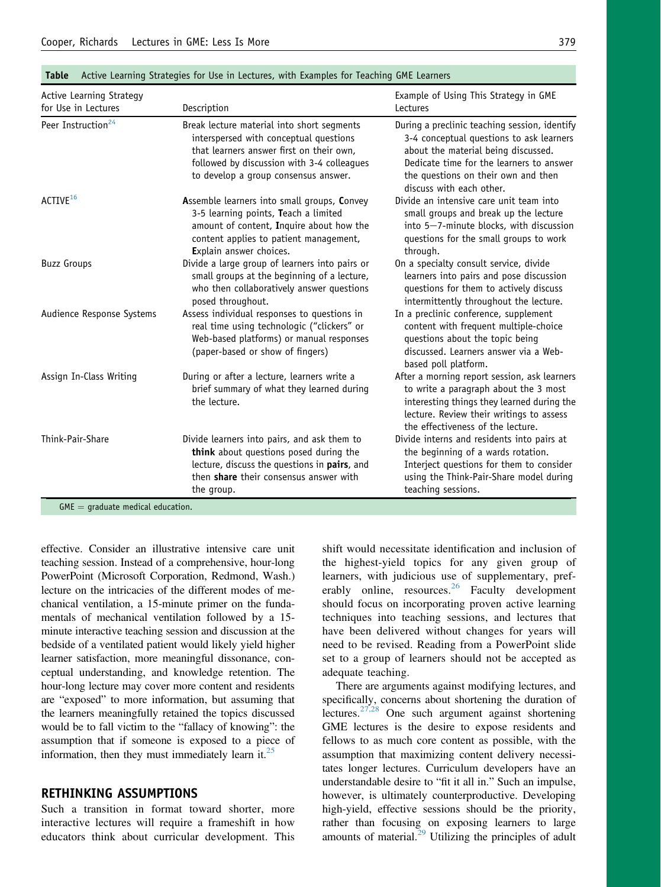**Table** Active Learning Strategies for Use in Lectures, with Examples for Teaching GME Learners

| Active Learning Strategy for Use in Lectures | Description | Example of Using This Strategy in GME Lectures |
|---|---|---|
| Peer Instruction[24] | Break lecture material into short segments interspersed with conceptual questions that learners answer first on their own, followed by discussion with 3-4 colleagues to develop a group consensus answer. | During a preclinic teaching session, identify 3-4 conceptual questions to ask learners about the material being discussed. Dedicate time for the learners to answer the questions on their own and then discuss with each other. |
| ACTIVE[16] | **A**ssemble learners into small groups, **C**onvey 3-5 learning points, **T**each a limited amount of content, **I**nquire about how the content applies to patient management, **E**xplain answer choices. | Divide an intensive care unit team into small groups and break up the lecture into 5–7-minute blocks, with discussion questions for the small groups to work through. |
| Buzz Groups | Divide a large group of learners into pairs or small groups at the beginning of a lecture, who then collaboratively answer questions posed throughout. | On a specialty consult service, divide learners into pairs and pose discussion questions for them to actively discuss intermittently throughout the lecture. |
| Audience Response Systems | Assess individual responses to questions in real time using technologic ("clickers" or Web-based platforms) or manual responses (paper-based or show of fingers) | In a preclinic conference, supplement content with frequent multiple-choice questions about the topic being discussed. Learners answer via a Web-based poll platform. |
| Assign In-Class Writing | During or after a lecture, learners write a brief summary of what they learned during the lecture. | After a morning report session, ask learners to write a paragraph about the 3 most interesting things they learned during the lecture. Review their writings to assess the effectiveness of the lecture. |
| Think-Pair-Share | Divide learners into pairs, and ask them to **think** about questions posed during the lecture, discuss the questions in **pairs**, and then **share** their consensus answer with the group. | Divide interns and residents into pairs at the beginning of a wards rotation. Interject questions for them to consider using the Think-Pair-Share model during teaching sessions. |

GME = graduate medical education.

effective. Consider an illustrative intensive care unit teaching session. Instead of a comprehensive, hour-long PowerPoint (Microsoft Corporation, Redmond, Wash.) lecture on the intricacies of the different modes of mechanical ventilation, a 15-minute primer on the fundamentals of mechanical ventilation followed by a 15-minute interactive teaching session and discussion at the bedside of a ventilated patient would likely yield higher learner satisfaction, more meaningful dissonance, conceptual understanding, and knowledge retention. The hour-long lecture may cover more content and residents are "exposed" to more information, but assuming that the learners meaningfully retained the topics discussed would be to fall victim to the "fallacy of knowing": the assumption that if someone is exposed to a piece of information, then they must immediately learn it.[25]

## RETHINKING ASSUMPTIONS

Such a transition in format toward shorter, more interactive lectures will require a frameshift in how educators think about curricular development. This shift would necessitate identification and inclusion of the highest-yield topics for any given group of learners, with judicious use of supplementary, preferably online, resources.[26] Faculty development should focus on incorporating proven active learning techniques into teaching sessions, and lectures that have been delivered without changes for years will need to be revised. Reading from a PowerPoint slide set to a group of learners should not be accepted as adequate teaching.

There are arguments against modifying lectures, and specifically, concerns about shortening the duration of lectures.[27,28] One such argument against shortening GME lectures is the desire to expose residents and fellows to as much core content as possible, with the assumption that maximizing content delivery necessitates longer lectures. Curriculum developers have an understandable desire to "fit it all in." Such an impulse, however, is ultimately counterproductive. Developing high-yield, effective sessions should be the priority, rather than focusing on exposing learners to large amounts of material.[29] Utilizing the principles of adult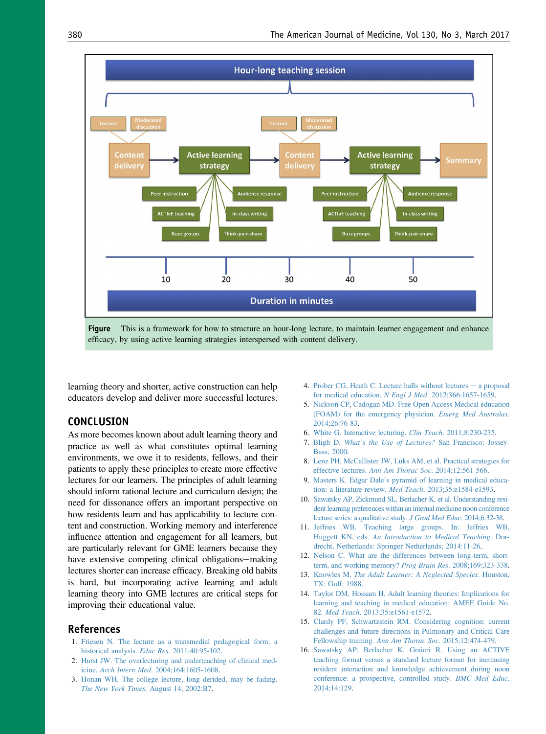**Figure** This is a framework for how to structure an hour-long lecture, to maintain learner engagement and enhance efficacy, by using active learning strategies interspersed with content delivery.

learning theory and shorter, active construction can help educators develop and deliver more successful lectures.

## CONCLUSION

As more becomes known about adult learning theory and practice as well as what constitutes optimal learning environments, we owe it to residents, fellows, and their patients to apply these principles to create more effective lectures for our learners. The principles of adult learning should inform rational lecture and curriculum design; the need for dissonance offers an important perspective on how residents learn and has applicability to lecture content and construction. Working memory and interference influence attention and engagement for all learners, but are particularly relevant for GME learners because they have extensive competing clinical obligations—making lectures shorter can increase efficacy. Breaking old habits is hard, but incorporating active learning and adult learning theory into GME lectures are critical steps for improving their educational value.

## References

1. Friesen N. The lecture as a transmedial pedagogical form: a historical analysis. *Educ Res*. 2011;40:95-102.
2. Hurst JW. The overlecturing and underteaching of clinical medicine. *Arch Intern Med*. 2004;164:1605-1608.
3. Honan WH. The college lecture, long derided, may be fading. *The New York Times*. August 14, 2002:B7.
4. Prober CG, Heath C. Lecture halls without lectures — a proposal for medical education. *N Engl J Med*. 2012;366:1657-1659.
5. Nickson CP, Cadogan MD. Free Open Access Medical education (FOAM) for the emergency physician. *Emerg Med Australas*. 2014;26:76-83.
6. White G. Interactive lecturing. *Clin Teach*. 2011;8:230-235.
7. Bligh D. *What's the Use of Lectures?* San Francisco: Jossey-Bass; 2000.
8. Lenz PH, McCallister JW, Luks AM, et al. Practical strategies for effective lectures. *Ann Am Thorac Soc*. 2014;12:561-566.
9. Masters K. Edgar Dale's pyramid of learning in medical education: a literature review. *Med Teach*. 2013;35:e1584-e1593.
10. Sawatsky AP, Zickmund SL, Berlacher K, et al. Understanding resident learning preferences within an internal medicine noon conference lecture series: a qualitative study. *J Grad Med Educ*. 2014;6:32-38.
11. Jeffries WB. Teaching large groups. In: Jeffries WB, Huggett KN, eds. *An Introduction to Medical Teaching*. Dordrecht, Netherlands: Springer Netherlands; 2014:11-26.
12. Nelson C. What are the differences between long-term, short-term, and working memory? *Prog Brain Res*. 2008;169:323-338.
13. Knowles M. *The Adult Learner: A Neglected Species*. Houston, TX: Gulf; 1988.
14. Taylor DM, Hossam H. Adult learning theories: Implications for learning and teaching in medical education: AMEE Guide No. 82. *Med Teach*. 2013;35:e1561-e1572.
15. Clardy PF, Schwartzstein RM. Considering cognition: current challenges and future directions in Pulmonary and Critical Care Fellowship training. *Ann Am Thorac Soc*. 2015;12:474-479.
16. Sawatsky AP, Berlacher K, Graieri R. Using an ACTIVE teaching format versus a standard lecture format for increasing resident interaction and knowledge achievement during noon conference: a prospective, controlled study. *BMC Med Educ*. 2014;14:129.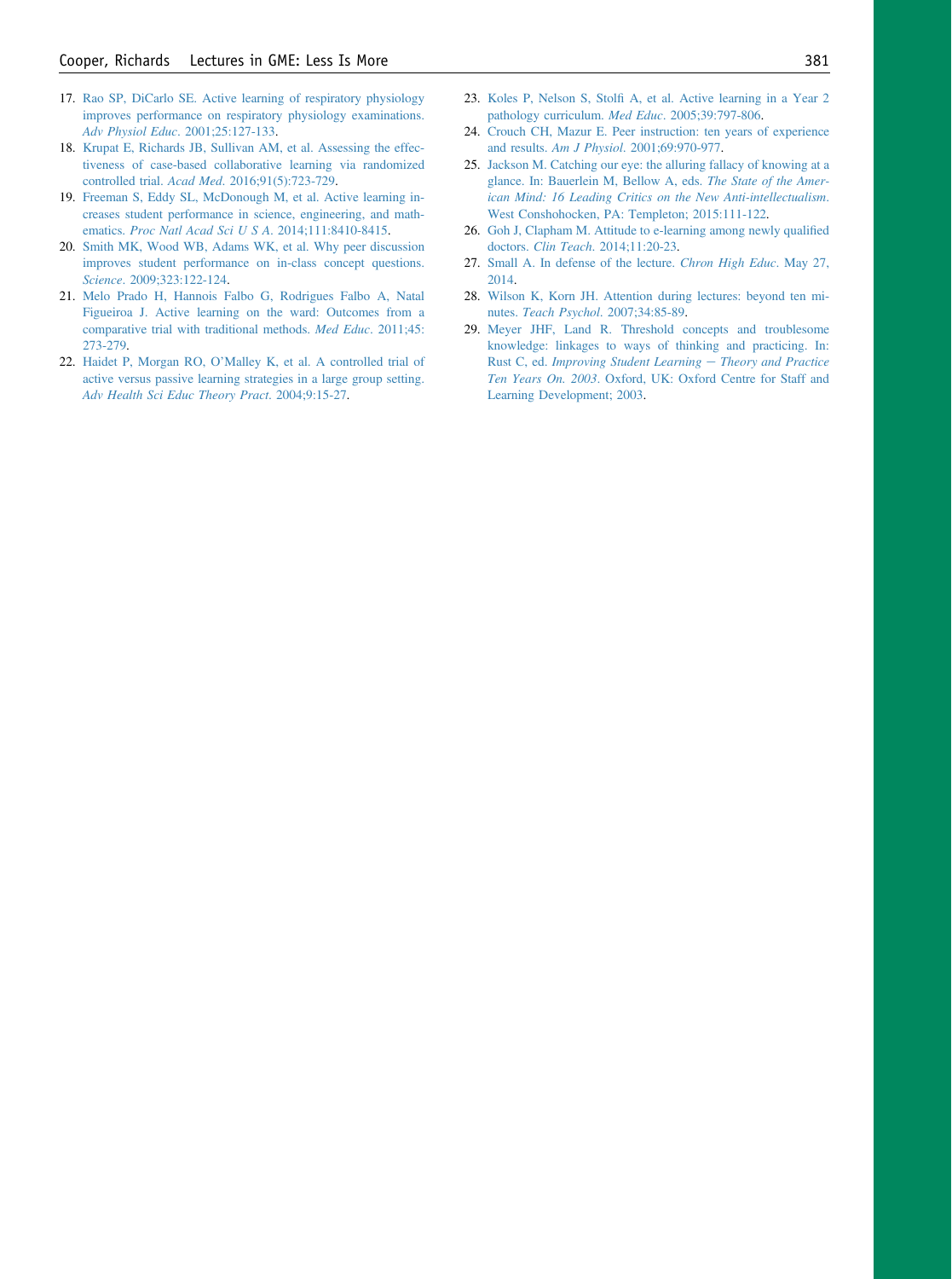17. Rao SP, DiCarlo SE. Active learning of respiratory physiology improves performance on respiratory physiology examinations. *Adv Physiol Educ*. 2001;25:127-133.
18. Krupat E, Richards JB, Sullivan AM, et al. Assessing the effectiveness of case-based collaborative learning via randomized controlled trial. *Acad Med*. 2016;91(5):723-729.
19. Freeman S, Eddy SL, McDonough M, et al. Active learning increases student performance in science, engineering, and mathematics. *Proc Natl Acad Sci U S A*. 2014;111:8410-8415.
20. Smith MK, Wood WB, Adams WK, et al. Why peer discussion improves student performance on in-class concept questions. *Science*. 2009;323:122-124.
21. Melo Prado H, Hannois Falbo G, Rodrigues Falbo A, Natal Figueiroa J. Active learning on the ward: Outcomes from a comparative trial with traditional methods. *Med Educ*. 2011;45: 273-279.
22. Haidet P, Morgan RO, O'Malley K, et al. A controlled trial of active versus passive learning strategies in a large group setting. *Adv Health Sci Educ Theory Pract*. 2004;9:15-27.
23. Koles P, Nelson S, Stolfi A, et al. Active learning in a Year 2 pathology curriculum. *Med Educ*. 2005;39:797-806.
24. Crouch CH, Mazur E. Peer instruction: ten years of experience and results. *Am J Physiol*. 2001;69:970-977.
25. Jackson M. Catching our eye: the alluring fallacy of knowing at a glance. In: Bauerlein M, Bellow A, eds. *The State of the American Mind: 16 Leading Critics on the New Anti-intellectualism*. West Conshohocken, PA: Templeton; 2015:111-122.
26. Goh J, Clapham M. Attitude to e-learning among newly qualified doctors. *Clin Teach*. 2014;11:20-23.
27. Small A. In defense of the lecture. *Chron High Educ*. May 27, 2014.
28. Wilson K, Korn JH. Attention during lectures: beyond ten minutes. *Teach Psychol*. 2007;34:85-89.
29. Meyer JHF, Land R. Threshold concepts and troublesome knowledge: linkages to ways of thinking and practicing. In: Rust C, ed. *Improving Student Learning – Theory and Practice Ten Years On. 2003*. Oxford, UK: Oxford Centre for Staff and Learning Development; 2003.